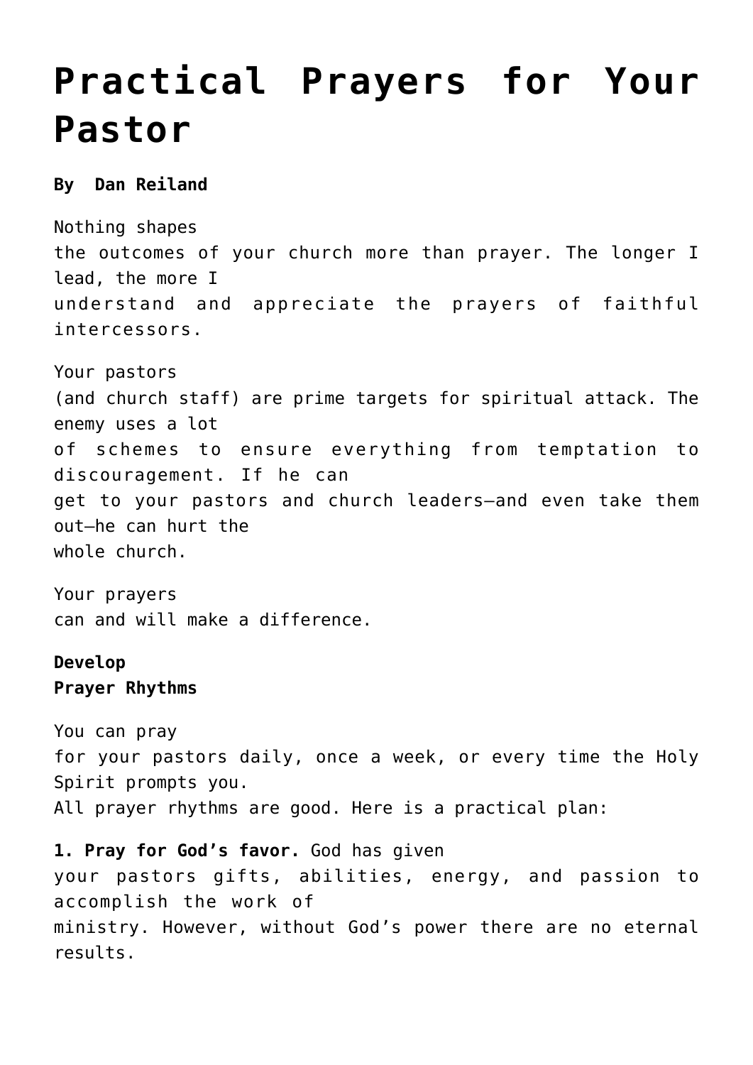# Practical Prayers for Your Pastor

**By Dan Reiland**

Nothing shapes the outcomes of your church more than prayer. The longer I lead, the more I understand and appreciate the prayers of faithful intercessors.

Your pastors (and church staff) are prime targets for spiritual attack. The enemy uses a lot of schemes to ensure everything from temptation to discouragement. If he can get to your pastors and church leaders—and even take them out—he can hurt the whole church.

Your prayers can and will make a difference.

**Develop Prayer Rhythms**

You can pray for your pastors daily, once a week, or every time the Holy Spirit prompts you. All prayer rhythms are good. Here is a practical plan:

**1. Pray for God's favor.** God has given your pastors gifts, abilities, energy, and passion to accomplish the work of ministry. However, without God's power there are no eternal results.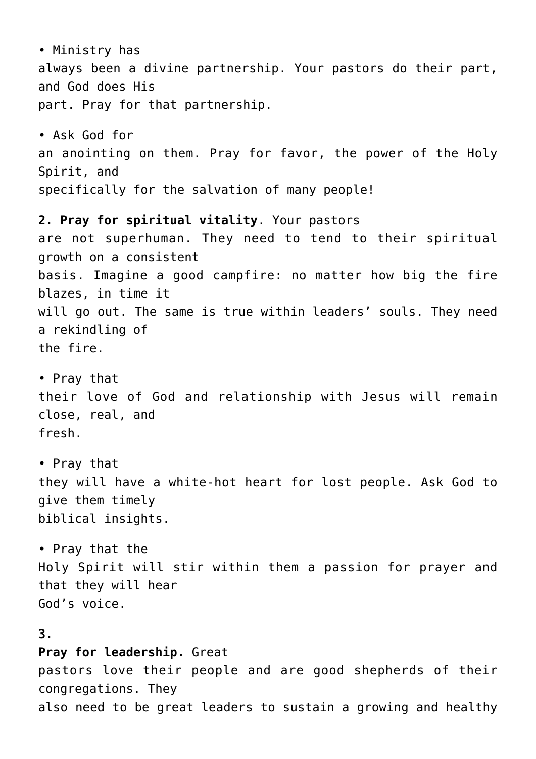- Ministry has always been a divine partnership. Your pastors do their part, and God does His part. Pray for that partnership.

- Ask God for an anointing on them. Pray for favor, the power of the Holy Spirit, and specifically for the salvation of many people!

**2. Pray for spiritual vitality**. Your pastors are not superhuman. They need to tend to their spiritual growth on a consistent basis. Imagine a good campfire: no matter how big the fire blazes, in time it will go out. The same is true within leaders' souls. They need a rekindling of the fire.

- Pray that their love of God and relationship with Jesus will remain close, real, and fresh.

- Pray that they will have a white-hot heart for lost people. Ask God to give them timely biblical insights.

- Pray that the Holy Spirit will stir within them a passion for prayer and that they will hear God's voice.

**3. Pray for leadership.** Great pastors love their people and are good shepherds of their congregations. They also need to be great leaders to sustain a growing and healthy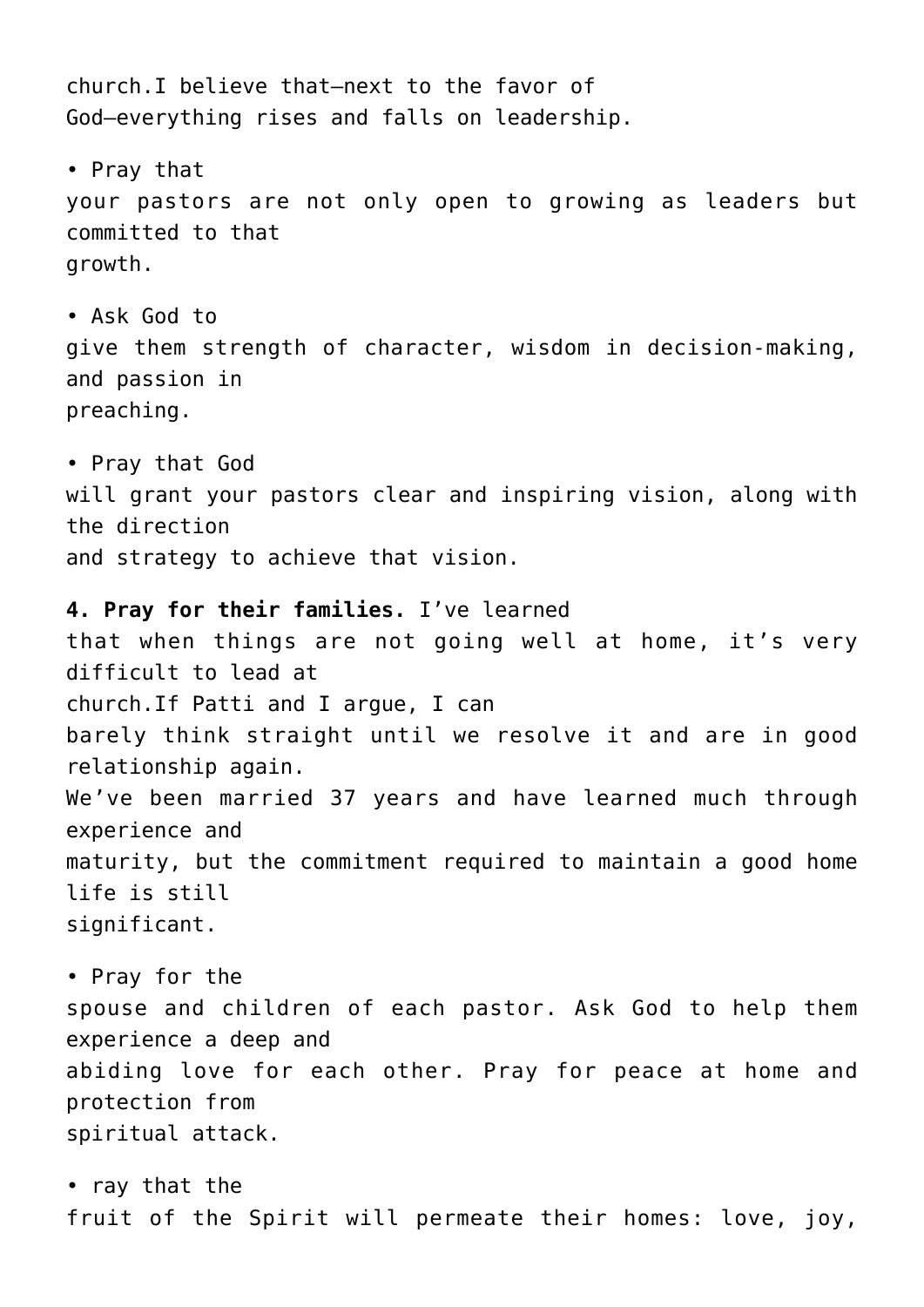church.I believe that—next to the favor of God—everything rises and falls on leadership.

- Pray that your pastors are not only open to growing as leaders but committed to that growth.
- Ask God to give them strength of character, wisdom in decision-making, and passion in preaching.
- Pray that God will grant your pastors clear and inspiring vision, along with the direction and strategy to achieve that vision.

**4. Pray for their families.** I've learned that when things are not going well at home, it's very difficult to lead at church.If Patti and I argue, I can barely think straight until we resolve it and are in good relationship again. We've been married 37 years and have learned much through experience and maturity, but the commitment required to maintain a good home life is still significant.

- Pray for the spouse and children of each pastor. Ask God to help them experience a deep and abiding love for each other. Pray for peace at home and protection from spiritual attack.
- ray that the fruit of the Spirit will permeate their homes: love, joy,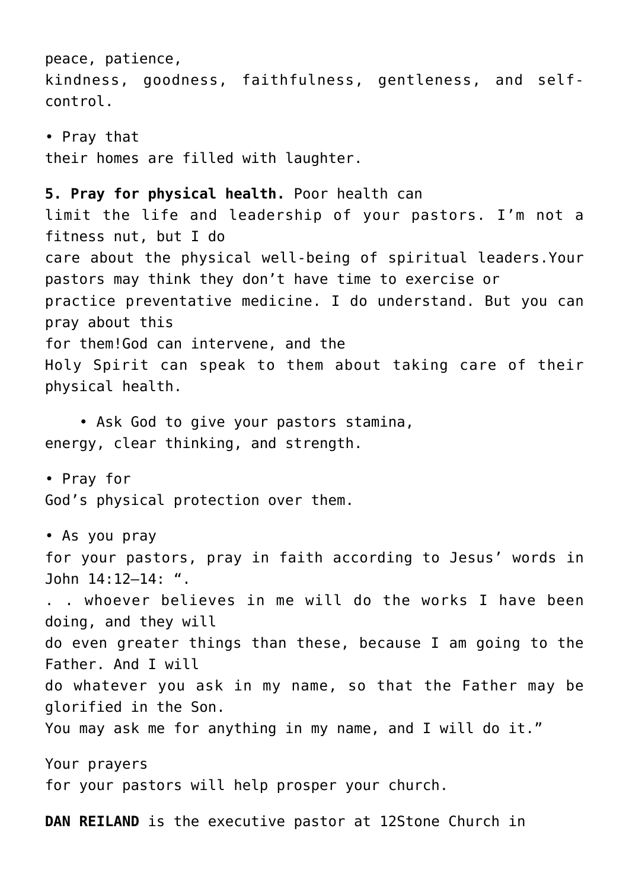peace, patience, kindness, goodness, faithfulness, gentleness, and self-control.

- Pray that their homes are filled with laughter.

**5. Pray for physical health.** Poor health can limit the life and leadership of your pastors. I'm not a fitness nut, but I do care about the physical well-being of spiritual leaders.Your pastors may think they don't have time to exercise or practice preventative medicine. I do understand. But you can pray about this for them!God can intervene, and the Holy Spirit can speak to them about taking care of their physical health.

- Ask God to give your pastors stamina, energy, clear thinking, and strength.
- Pray for God's physical protection over them.
- As you pray for your pastors, pray in faith according to Jesus' words in John 14:12–14: ". . . whoever believes in me will do the works I have been doing, and they will do even greater things than these, because I am going to the Father. And I will do whatever you ask in my name, so that the Father may be glorified in the Son. You may ask me for anything in my name, and I will do it."

Your prayers for your pastors will help prosper your church.

**DAN REILAND** is the executive pastor at 12Stone Church in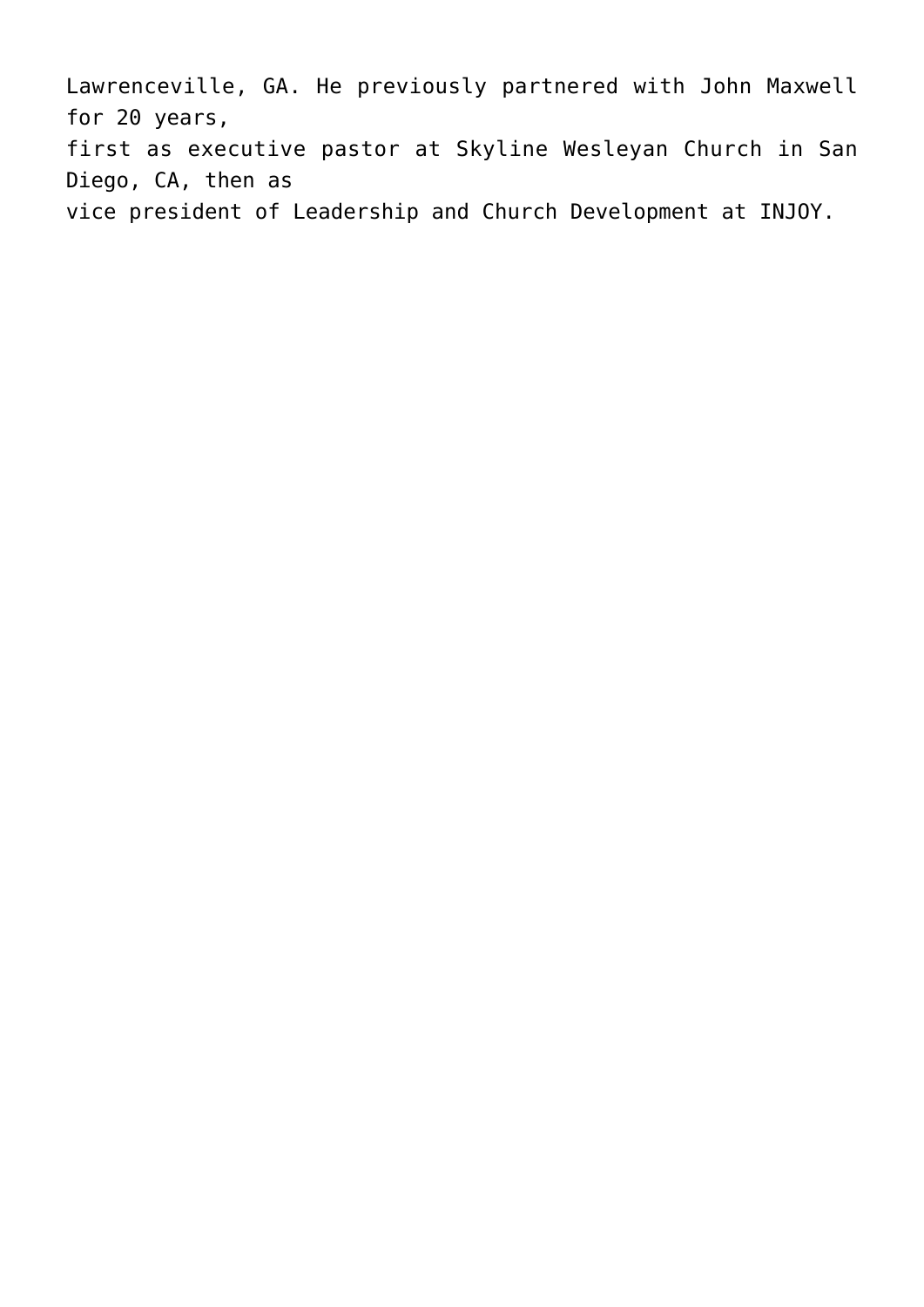Lawrenceville, GA. He previously partnered with John Maxwell for 20 years, first as executive pastor at Skyline Wesleyan Church in San Diego, CA, then as vice president of Leadership and Church Development at INJOY.